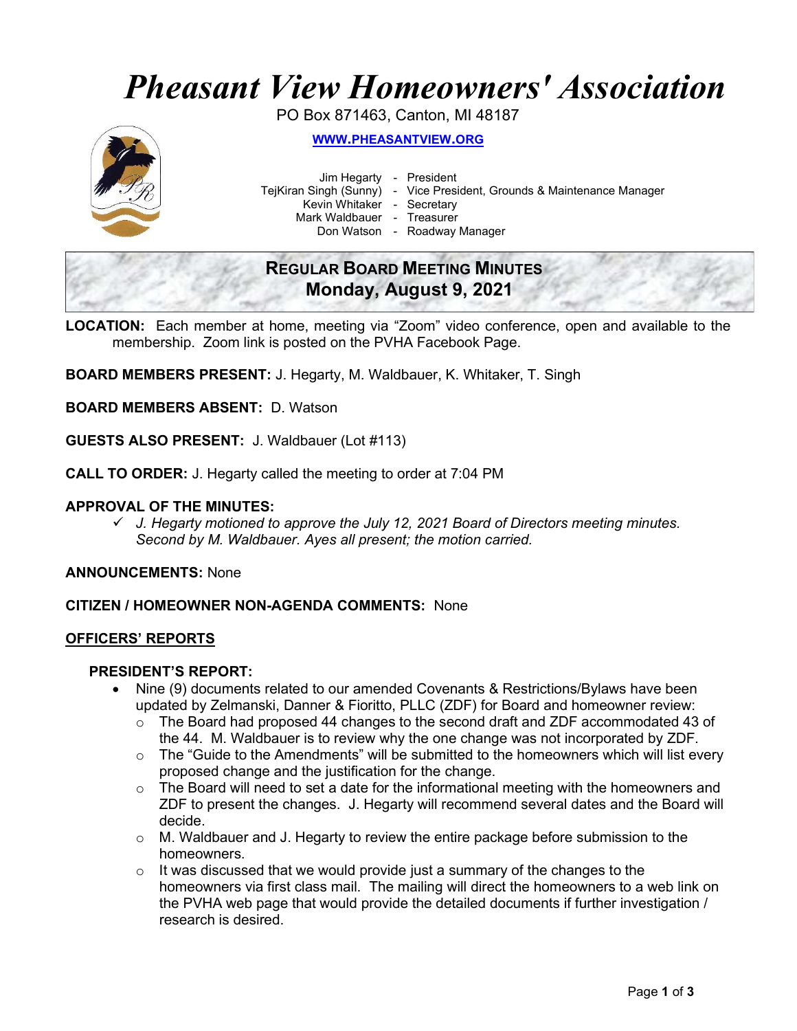# *Pheasant View Homeowners' Association*

PO Box 871463, Canton, MI 48187

**WWW.PHEASANTVIEW.ORG**

Jim Hegarty - President
TejKiran Singh (Sunny) - Vice President, Grounds & Maintenance Manager
Kevin Whitaker - Secretary
Mark Waldbauer - Treasurer
Don Watson - Roadway Manager

## REGULAR BOARD MEETING MINUTES
## Monday, August 9, 2021

**LOCATION:** Each member at home, meeting via "Zoom" video conference, open and available to the membership. Zoom link is posted on the PVHA Facebook Page.

**BOARD MEMBERS PRESENT:** J. Hegarty, M. Waldbauer, K. Whitaker, T. Singh

**BOARD MEMBERS ABSENT:** D. Watson

**GUESTS ALSO PRESENT:** J. Waldbauer (Lot #113)

**CALL TO ORDER:** J. Hegarty called the meeting to order at 7:04 PM

**APPROVAL OF THE MINUTES:**

- ✓ *J. Hegarty motioned to approve the July 12, 2021 Board of Directors meeting minutes. Second by M. Waldbauer. Ayes all present; the motion carried.*

**ANNOUNCEMENTS:** None

**CITIZEN / HOMEOWNER NON-AGENDA COMMENTS:** None

**OFFICERS' REPORTS**

**PRESIDENT'S REPORT:**

- Nine (9) documents related to our amended Covenants & Restrictions/Bylaws have been updated by Zelmanski, Danner & Fioritto, PLLC (ZDF) for Board and homeowner review:
  - The Board had proposed 44 changes to the second draft and ZDF accommodated 43 of the 44. M. Waldbauer is to review why the one change was not incorporated by ZDF.
  - The "Guide to the Amendments" will be submitted to the homeowners which will list every proposed change and the justification for the change.
  - The Board will need to set a date for the informational meeting with the homeowners and ZDF to present the changes. J. Hegarty will recommend several dates and the Board will decide.
  - M. Waldbauer and J. Hegarty to review the entire package before submission to the homeowners.
  - It was discussed that we would provide just a summary of the changes to the homeowners via first class mail. The mailing will direct the homeowners to a web link on the PVHA web page that would provide the detailed documents if further investigation / research is desired.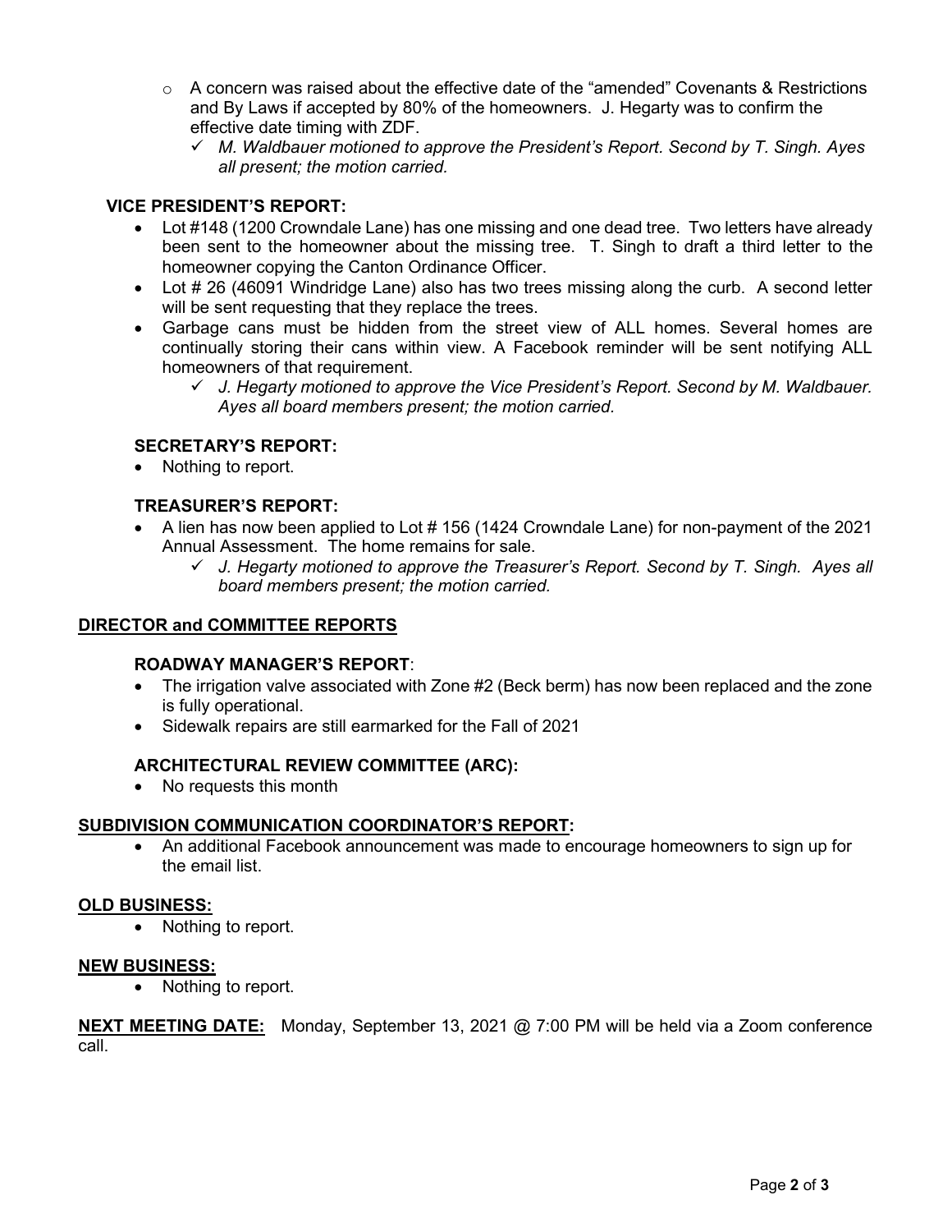- A concern was raised about the effective date of the "amended" Covenants & Restrictions and By Laws if accepted by 80% of the homeowners. J. Hegarty was to confirm the effective date timing with ZDF.
  - ✓ *M. Waldbauer motioned to approve the President's Report. Second by T. Singh. Ayes all present; the motion carried.*

### VICE PRESIDENT'S REPORT:

- Lot #148 (1200 Crowndale Lane) has one missing and one dead tree. Two letters have already been sent to the homeowner about the missing tree. T. Singh to draft a third letter to the homeowner copying the Canton Ordinance Officer.
- Lot # 26 (46091 Windridge Lane) also has two trees missing along the curb. A second letter will be sent requesting that they replace the trees.
- Garbage cans must be hidden from the street view of ALL homes. Several homes are continually storing their cans within view. A Facebook reminder will be sent notifying ALL homeowners of that requirement.
  - ✓ *J. Hegarty motioned to approve the Vice President's Report. Second by M. Waldbauer. Ayes all board members present; the motion carried.*

### SECRETARY'S REPORT:

- Nothing to report.

### TREASURER'S REPORT:

- A lien has now been applied to Lot # 156 (1424 Crowndale Lane) for non-payment of the 2021 Annual Assessment. The home remains for sale.
  - ✓ *J. Hegarty motioned to approve the Treasurer's Report. Second by T. Singh. Ayes all board members present; the motion carried.*

## DIRECTOR and COMMITTEE REPORTS

### ROADWAY MANAGER'S REPORT:

- The irrigation valve associated with Zone #2 (Beck berm) has now been replaced and the zone is fully operational.
- Sidewalk repairs are still earmarked for the Fall of 2021

### ARCHITECTURAL REVIEW COMMITTEE (ARC):

- No requests this month

## SUBDIVISION COMMUNICATION COORDINATOR'S REPORT:

- An additional Facebook announcement was made to encourage homeowners to sign up for the email list.

## OLD BUSINESS:

- Nothing to report.

## NEW BUSINESS:

- Nothing to report.

**NEXT MEETING DATE:** Monday, September 13, 2021 @ 7:00 PM will be held via a Zoom conference call.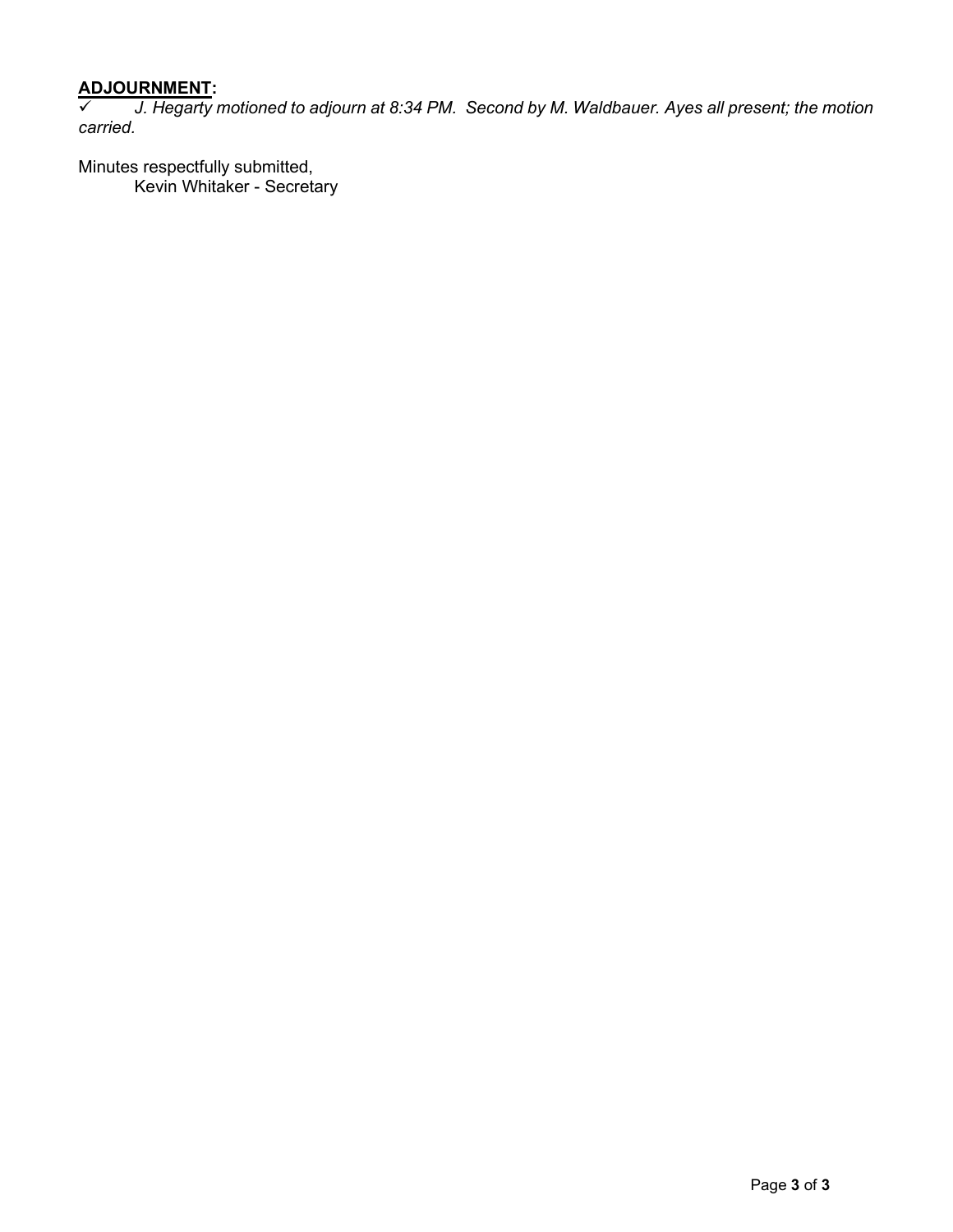**<u>ADJOURNMENT</u>:**

✓ *J. Hegarty motioned to adjourn at 8:34 PM. Second by M. Waldbauer. Ayes all present; the motion carried.*

Minutes respectfully submitted,
Kevin Whitaker - Secretary